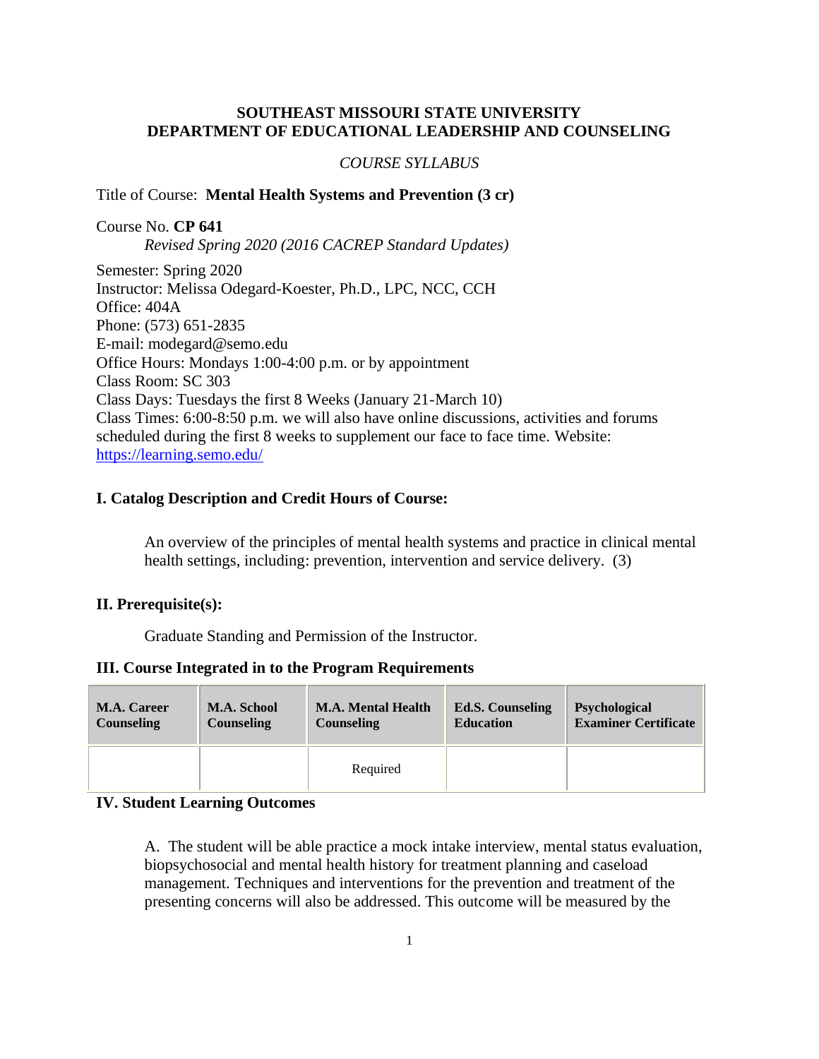**SOUTHEAST MISSOURI STATE UNIVERSITY**
**DEPARTMENT OF EDUCATIONAL LEADERSHIP AND COUNSELING**

*COURSE SYLLABUS*

Title of Course: **Mental Health Systems and Prevention (3 cr)**

Course No. **CP 641**
*Revised Spring 2020 (2016 CACREP Standard Updates)*

Semester: Spring 2020
Instructor: Melissa Odegard-Koester, Ph.D., LPC, NCC, CCH
Office: 404A
Phone: (573) 651-2835
E-mail: modegard@semo.edu
Office Hours: Mondays 1:00-4:00 p.m. or by appointment
Class Room: SC 303
Class Days: Tuesdays the first 8 Weeks (January 21-March 10)
Class Times: 6:00-8:50 p.m. we will also have online discussions, activities and forums scheduled during the first 8 weeks to supplement our face to face time. Website: https://learning.semo.edu/

## I. Catalog Description and Credit Hours of Course:

An overview of the principles of mental health systems and practice in clinical mental health settings, including: prevention, intervention and service delivery. (3)

## II. Prerequisite(s):

Graduate Standing and Permission of the Instructor.

## III. Course Integrated in to the Program Requirements

| M.A. Career Counseling | M.A. School Counseling | M.A. Mental Health Counseling | Ed.S. Counseling Education | Psychological Examiner Certificate |
|---|---|---|---|---|
| | | Required | | |

## IV. Student Learning Outcomes

A. The student will be able practice a mock intake interview, mental status evaluation, biopsychosocial and mental health history for treatment planning and caseload management. Techniques and interventions for the prevention and treatment of the presenting concerns will also be addressed. This outcome will be measured by the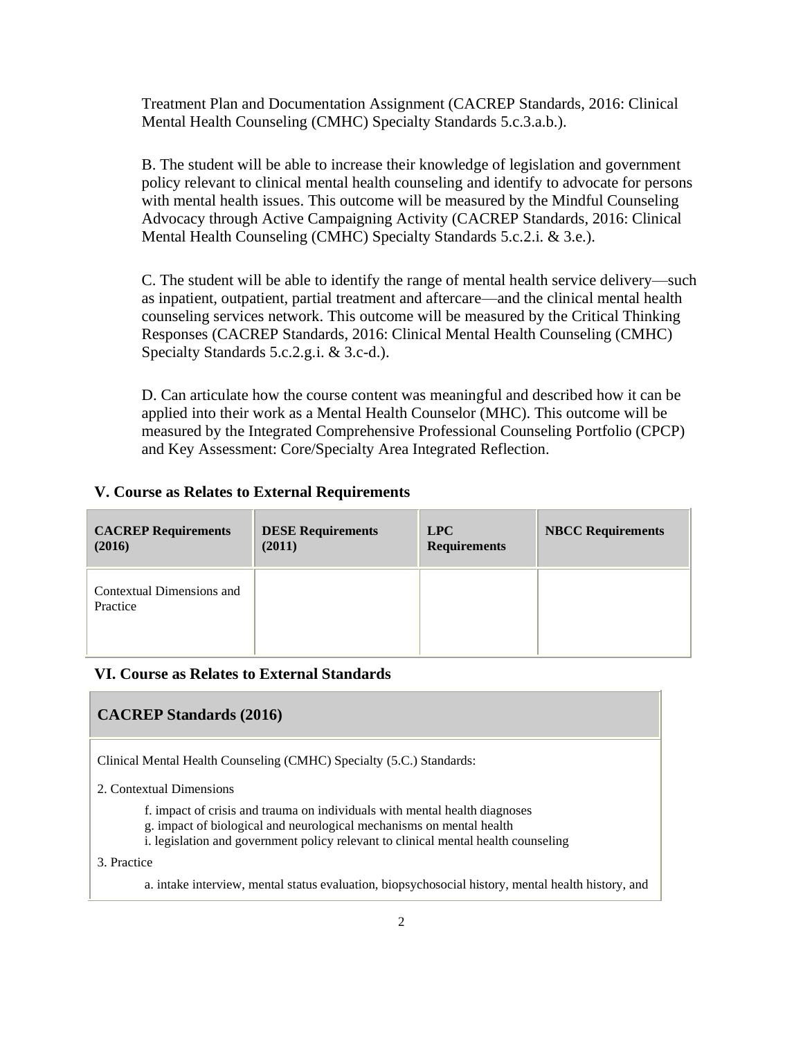Treatment Plan and Documentation Assignment (CACREP Standards, 2016: Clinical Mental Health Counseling (CMHC) Specialty Standards 5.c.3.a.b.).

B. The student will be able to increase their knowledge of legislation and government policy relevant to clinical mental health counseling and identify to advocate for persons with mental health issues. This outcome will be measured by the Mindful Counseling Advocacy through Active Campaigning Activity (CACREP Standards, 2016: Clinical Mental Health Counseling (CMHC) Specialty Standards 5.c.2.i. & 3.e.).

C. The student will be able to identify the range of mental health service delivery—such as inpatient, outpatient, partial treatment and aftercare—and the clinical mental health counseling services network. This outcome will be measured by the Critical Thinking Responses (CACREP Standards, 2016: Clinical Mental Health Counseling (CMHC) Specialty Standards 5.c.2.g.i. & 3.c-d.).

D. Can articulate how the course content was meaningful and described how it can be applied into their work as a Mental Health Counselor (MHC). This outcome will be measured by the Integrated Comprehensive Professional Counseling Portfolio (CPCP) and Key Assessment: Core/Specialty Area Integrated Reflection.

### V. Course as Relates to External Requirements

| **CACREP Requirements (2016)** | **DESE Requirements (2011)** | **LPC Requirements** | **NBCC Requirements** |
|---|---|---|---|
| Contextual Dimensions and Practice | | | |

### VI. Course as Relates to External Standards

| **CACREP Standards (2016)** |
|---|
| Clinical Mental Health Counseling (CMHC) Specialty (5.C.) Standards:<br><br>2. Contextual Dimensions<br>f. impact of crisis and trauma on individuals with mental health diagnoses<br>g. impact of biological and neurological mechanisms on mental health<br>i. legislation and government policy relevant to clinical mental health counseling<br><br>3. Practice<br>a. intake interview, mental status evaluation, biopsychosocial history, mental health history, and |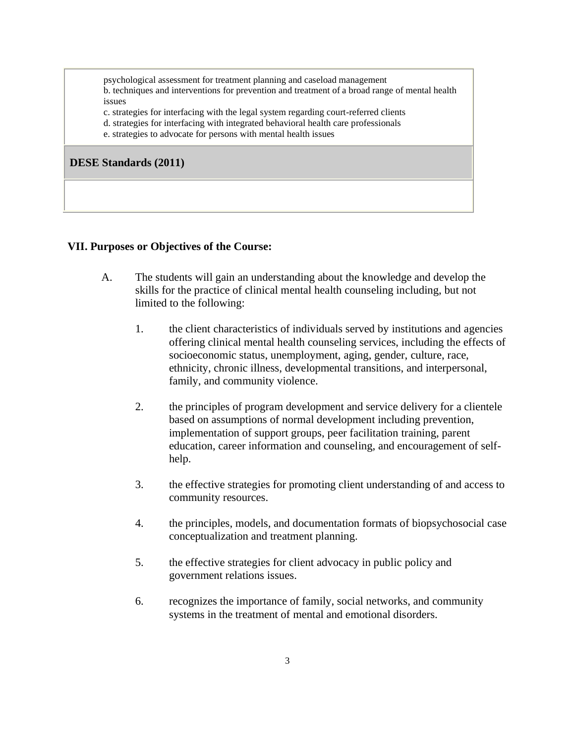| psychological assessment for treatment planning and caseload management<br>b. techniques and interventions for prevention and treatment of a broad range of mental health issues<br>c. strategies for interfacing with the legal system regarding court-referred clients<br>d. strategies for interfacing with integrated behavioral health care professionals<br>e. strategies to advocate for persons with mental health issues |
|---|
| **DESE Standards (2011)** |
| |

## VII. Purposes or Objectives of the Course:

A. The students will gain an understanding about the knowledge and develop the skills for the practice of clinical mental health counseling including, but not limited to the following:

1. the client characteristics of individuals served by institutions and agencies offering clinical mental health counseling services, including the effects of socioeconomic status, unemployment, aging, gender, culture, race, ethnicity, chronic illness, developmental transitions, and interpersonal, family, and community violence.

2. the principles of program development and service delivery for a clientele based on assumptions of normal development including prevention, implementation of support groups, peer facilitation training, parent education, career information and counseling, and encouragement of self-help.

3. the effective strategies for promoting client understanding of and access to community resources.

4. the principles, models, and documentation formats of biopsychosocial case conceptualization and treatment planning.

5. the effective strategies for client advocacy in public policy and government relations issues.

6. recognizes the importance of family, social networks, and community systems in the treatment of mental and emotional disorders.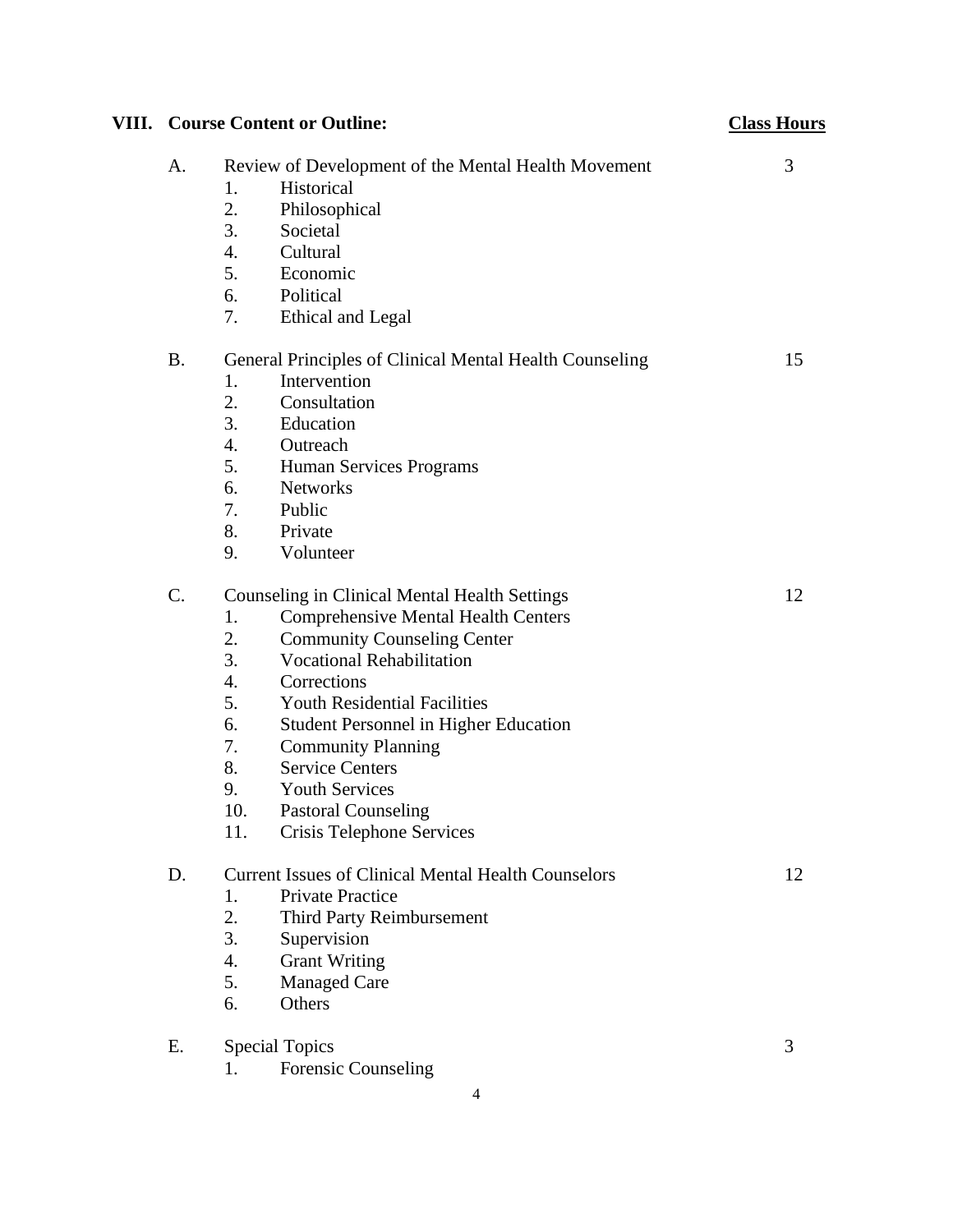## VIII. Course Content or Outline:

| | Course Content or Outline | Class Hours |
|---|---|---|
| A. | Review of Development of the Mental Health Movement | 3 |
| | 1. Historical | |
| | 2. Philosophical | |
| | 3. Societal | |
| | 4. Cultural | |
| | 5. Economic | |
| | 6. Political | |
| | 7. Ethical and Legal | |
| B. | General Principles of Clinical Mental Health Counseling | 15 |
| | 1. Intervention | |
| | 2. Consultation | |
| | 3. Education | |
| | 4. Outreach | |
| | 5. Human Services Programs | |
| | 6. Networks | |
| | 7. Public | |
| | 8. Private | |
| | 9. Volunteer | |
| C. | Counseling in Clinical Mental Health Settings | 12 |
| | 1. Comprehensive Mental Health Centers | |
| | 2. Community Counseling Center | |
| | 3. Vocational Rehabilitation | |
| | 4. Corrections | |
| | 5. Youth Residential Facilities | |
| | 6. Student Personnel in Higher Education | |
| | 7. Community Planning | |
| | 8. Service Centers | |
| | 9. Youth Services | |
| | 10. Pastoral Counseling | |
| | 11. Crisis Telephone Services | |
| D. | Current Issues of Clinical Mental Health Counselors | 12 |
| | 1. Private Practice | |
| | 2. Third Party Reimbursement | |
| | 3. Supervision | |
| | 4. Grant Writing | |
| | 5. Managed Care | |
| | 6. Others | |
| E. | Special Topics | 3 |
| | 1. Forensic Counseling | |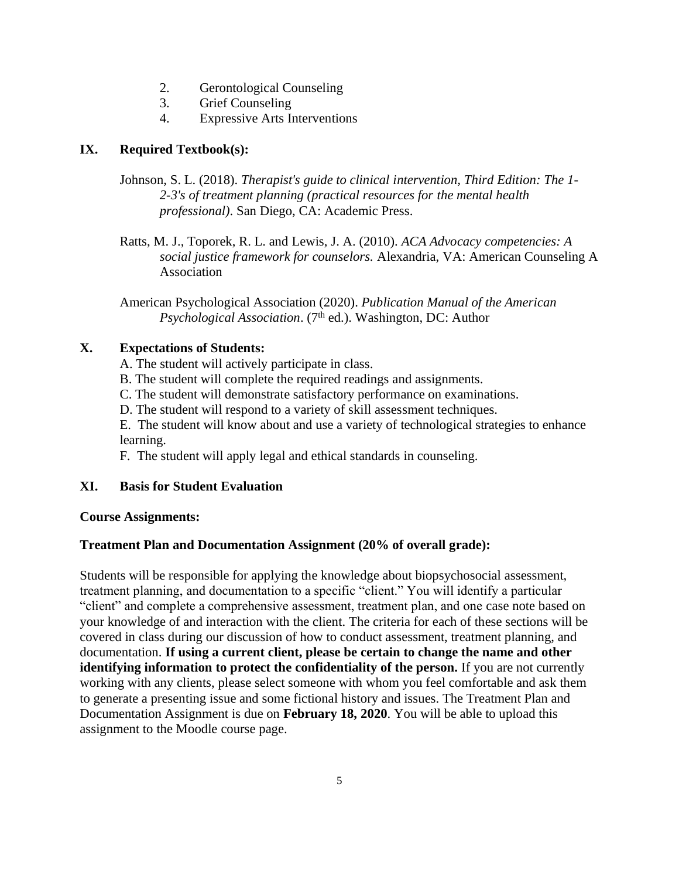2. Gerontological Counseling
3. Grief Counseling
4. Expressive Arts Interventions

## IX. Required Textbook(s):

Johnson, S. L. (2018). *Therapist's guide to clinical intervention, Third Edition: The 1-2-3's of treatment planning (practical resources for the mental health professional)*. San Diego, CA: Academic Press.

Ratts, M. J., Toporek, R. L. and Lewis, J. A. (2010). *ACA Advocacy competencies: A social justice framework for counselors.* Alexandria, VA: American Counseling A Association

American Psychological Association (2020). *Publication Manual of the American Psychological Association*. (7th ed.). Washington, DC: Author

## X. Expectations of Students:

A. The student will actively participate in class.

B. The student will complete the required readings and assignments.

C. The student will demonstrate satisfactory performance on examinations.

D. The student will respond to a variety of skill assessment techniques.

E. The student will know about and use a variety of technological strategies to enhance learning.

F. The student will apply legal and ethical standards in counseling.

## XI. Basis for Student Evaluation

**Course Assignments:**

**Treatment Plan and Documentation Assignment (20% of overall grade):**

Students will be responsible for applying the knowledge about biopsychosocial assessment, treatment planning, and documentation to a specific "client." You will identify a particular "client" and complete a comprehensive assessment, treatment plan, and one case note based on your knowledge of and interaction with the client. The criteria for each of these sections will be covered in class during our discussion of how to conduct assessment, treatment planning, and documentation. **If using a current client, please be certain to change the name and other identifying information to protect the confidentiality of the person.** If you are not currently working with any clients, please select someone with whom you feel comfortable and ask them to generate a presenting issue and some fictional history and issues. The Treatment Plan and Documentation Assignment is due on **February 18, 2020**. You will be able to upload this assignment to the Moodle course page.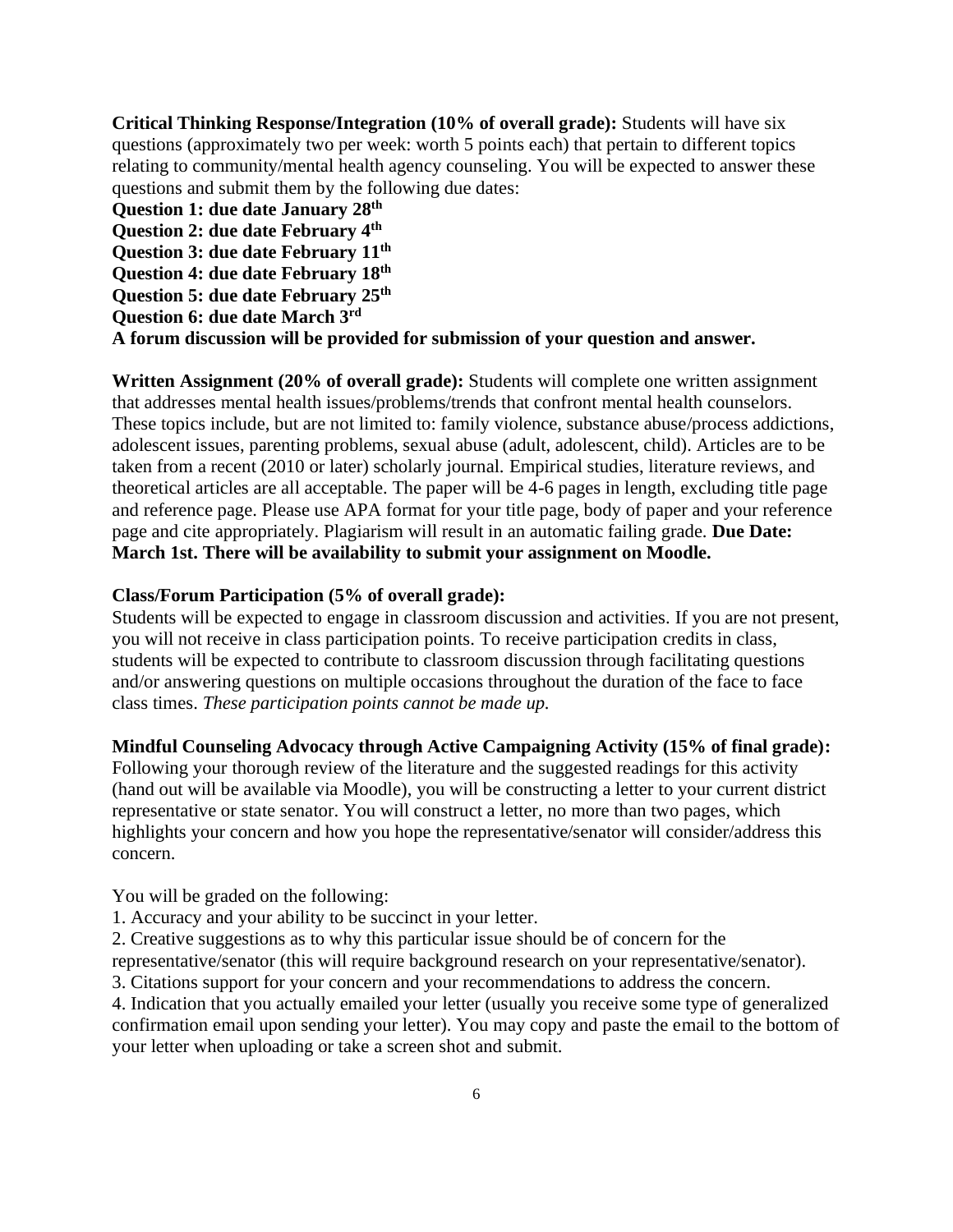**Critical Thinking Response/Integration (10% of overall grade):** Students will have six questions (approximately two per week: worth 5 points each) that pertain to different topics relating to community/mental health agency counseling. You will be expected to answer these questions and submit them by the following due dates:

**Question 1: due date January 28th**
**Question 2: due date February 4th**
**Question 3: due date February 11th**
**Question 4: due date February 18th**
**Question 5: due date February 25th**
**Question 6: due date March 3rd**
**A forum discussion will be provided for submission of your question and answer.**

**Written Assignment (20% of overall grade):** Students will complete one written assignment that addresses mental health issues/problems/trends that confront mental health counselors. These topics include, but are not limited to: family violence, substance abuse/process addictions, adolescent issues, parenting problems, sexual abuse (adult, adolescent, child). Articles are to be taken from a recent (2010 or later) scholarly journal. Empirical studies, literature reviews, and theoretical articles are all acceptable. The paper will be 4-6 pages in length, excluding title page and reference page. Please use APA format for your title page, body of paper and your reference page and cite appropriately. Plagiarism will result in an automatic failing grade. **Due Date: March 1st. There will be availability to submit your assignment on Moodle.**

**Class/Forum Participation (5% of overall grade):**
Students will be expected to engage in classroom discussion and activities. If you are not present, you will not receive in class participation points. To receive participation credits in class, students will be expected to contribute to classroom discussion through facilitating questions and/or answering questions on multiple occasions throughout the duration of the face to face class times. *These participation points cannot be made up.*

**Mindful Counseling Advocacy through Active Campaigning Activity (15% of final grade):**
Following your thorough review of the literature and the suggested readings for this activity (hand out will be available via Moodle), you will be constructing a letter to your current district representative or state senator. You will construct a letter, no more than two pages, which highlights your concern and how you hope the representative/senator will consider/address this concern.

You will be graded on the following:

1. Accuracy and your ability to be succinct in your letter.
2. Creative suggestions as to why this particular issue should be of concern for the representative/senator (this will require background research on your representative/senator).
3. Citations support for your concern and your recommendations to address the concern.
4. Indication that you actually emailed your letter (usually you receive some type of generalized confirmation email upon sending your letter). You may copy and paste the email to the bottom of your letter when uploading or take a screen shot and submit.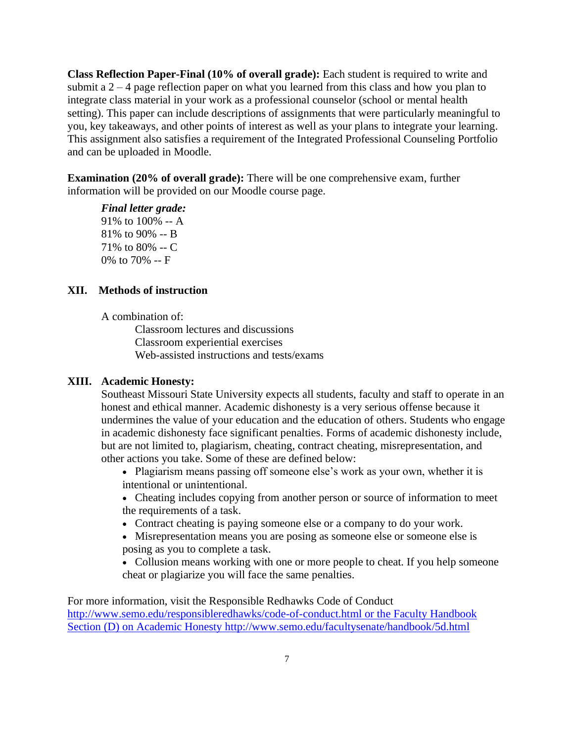**Class Reflection Paper-Final (10% of overall grade):** Each student is required to write and submit a 2 – 4 page reflection paper on what you learned from this class and how you plan to integrate class material in your work as a professional counselor (school or mental health setting). This paper can include descriptions of assignments that were particularly meaningful to you, key takeaways, and other points of interest as well as your plans to integrate your learning. This assignment also satisfies a requirement of the Integrated Professional Counseling Portfolio and can be uploaded in Moodle.

**Examination (20% of overall grade):** There will be one comprehensive exam, further information will be provided on our Moodle course page.

***Final letter grade:***
91% to 100% -- A
81% to 90% -- B
71% to 80% -- C
0% to 70% -- F

## XII. Methods of instruction

A combination of:

- Classroom lectures and discussions
- Classroom experiential exercises
- Web-assisted instructions and tests/exams

## XIII. Academic Honesty:

Southeast Missouri State University expects all students, faculty and staff to operate in an honest and ethical manner. Academic dishonesty is a very serious offense because it undermines the value of your education and the education of others. Students who engage in academic dishonesty face significant penalties. Forms of academic dishonesty include, but are not limited to, plagiarism, cheating, contract cheating, misrepresentation, and other actions you take. Some of these are defined below:

- Plagiarism means passing off someone else's work as your own, whether it is intentional or unintentional.
- Cheating includes copying from another person or source of information to meet the requirements of a task.
- Contract cheating is paying someone else or a company to do your work.
- Misrepresentation means you are posing as someone else or someone else is posing as you to complete a task.
- Collusion means working with one or more people to cheat. If you help someone cheat or plagiarize you will face the same penalties.

For more information, visit the Responsible Redhawks Code of Conduct http://www.semo.edu/responsibleredhawks/code-of-conduct.html or the Faculty Handbook Section (D) on Academic Honesty http://www.semo.edu/facultysenate/handbook/5d.html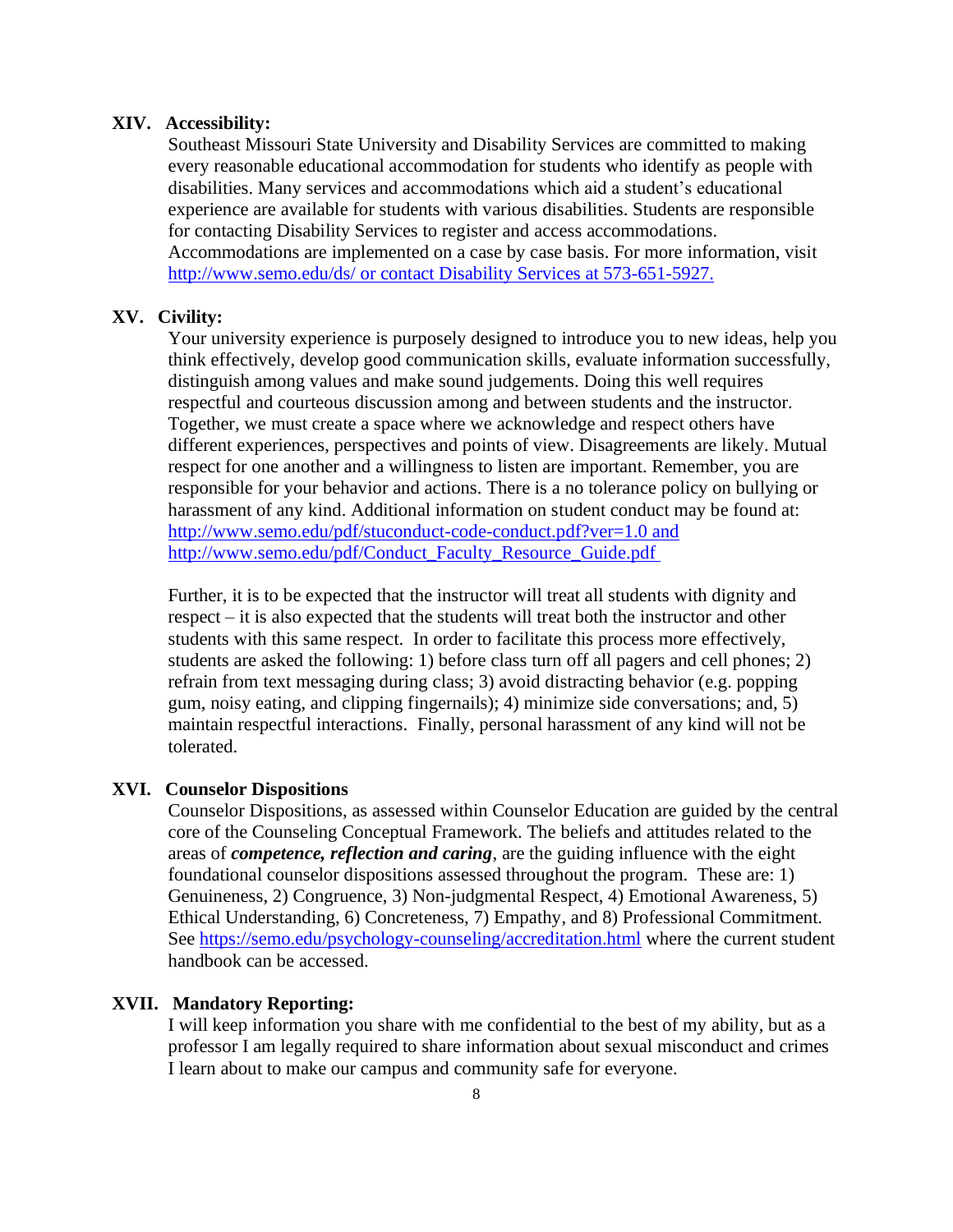### XIV. Accessibility:

Southeast Missouri State University and Disability Services are committed to making every reasonable educational accommodation for students who identify as people with disabilities. Many services and accommodations which aid a student's educational experience are available for students with various disabilities. Students are responsible for contacting Disability Services to register and access accommodations. Accommodations are implemented on a case by case basis. For more information, visit http://www.semo.edu/ds/ or contact Disability Services at 573-651-5927.

### XV. Civility:

Your university experience is purposely designed to introduce you to new ideas, help you think effectively, develop good communication skills, evaluate information successfully, distinguish among values and make sound judgements. Doing this well requires respectful and courteous discussion among and between students and the instructor. Together, we must create a space where we acknowledge and respect others have different experiences, perspectives and points of view. Disagreements are likely. Mutual respect for one another and a willingness to listen are important. Remember, you are responsible for your behavior and actions. There is a no tolerance policy on bullying or harassment of any kind. Additional information on student conduct may be found at: http://www.semo.edu/pdf/stuconduct-code-conduct.pdf?ver=1.0 and http://www.semo.edu/pdf/Conduct_Faculty_Resource_Guide.pdf

Further, it is to be expected that the instructor will treat all students with dignity and respect – it is also expected that the students will treat both the instructor and other students with this same respect. In order to facilitate this process more effectively, students are asked the following: 1) before class turn off all pagers and cell phones; 2) refrain from text messaging during class; 3) avoid distracting behavior (e.g. popping gum, noisy eating, and clipping fingernails); 4) minimize side conversations; and, 5) maintain respectful interactions. Finally, personal harassment of any kind will not be tolerated.

### XVI. Counselor Dispositions

Counselor Dispositions, as assessed within Counselor Education are guided by the central core of the Counseling Conceptual Framework. The beliefs and attitudes related to the areas of ***competence, reflection and caring***, are the guiding influence with the eight foundational counselor dispositions assessed throughout the program. These are: 1) Genuineness, 2) Congruence, 3) Non-judgmental Respect, 4) Emotional Awareness, 5) Ethical Understanding, 6) Concreteness, 7) Empathy, and 8) Professional Commitment. See https://semo.edu/psychology-counseling/accreditation.html where the current student handbook can be accessed.

### XVII. Mandatory Reporting:

I will keep information you share with me confidential to the best of my ability, but as a professor I am legally required to share information about sexual misconduct and crimes I learn about to make our campus and community safe for everyone.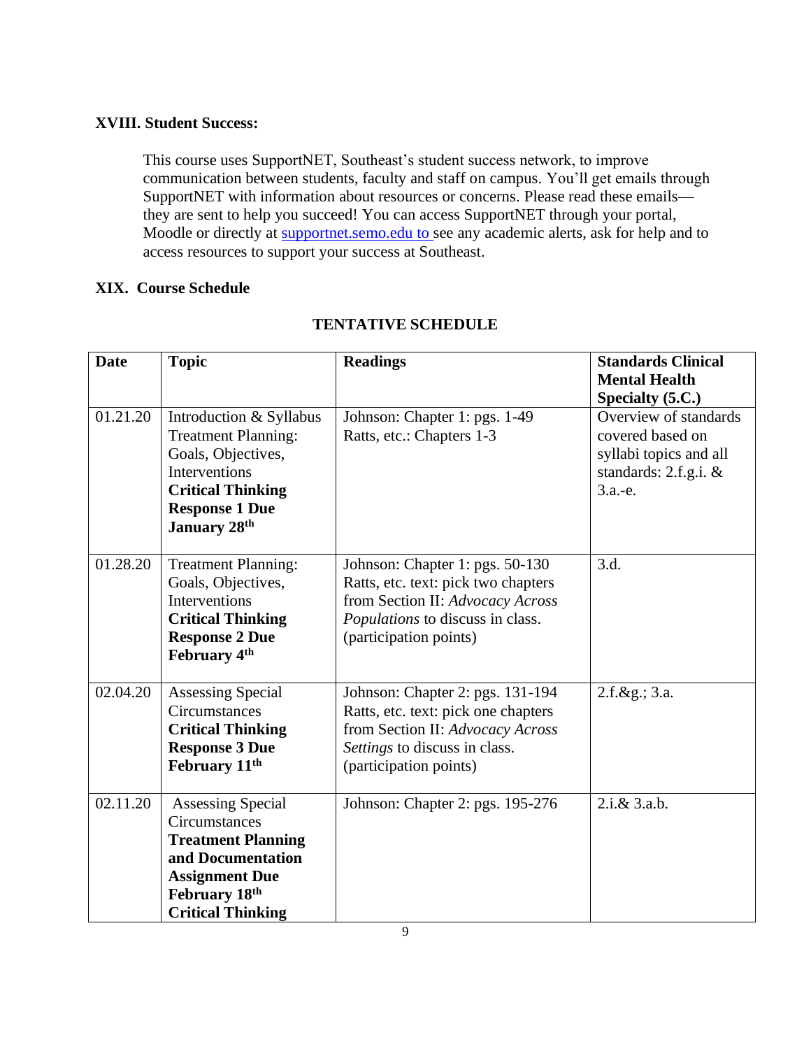### XVIII. Student Success:

This course uses SupportNET, Southeast's student success network, to improve communication between students, faculty and staff on campus. You'll get emails through SupportNET with information about resources or concerns. Please read these emails—they are sent to help you succeed! You can access SupportNET through your portal, Moodle or directly at supportnet.semo.edu to see any academic alerts, ask for help and to access resources to support your success at Southeast.

### XIX. Course Schedule

**TENTATIVE SCHEDULE**

| Date | Topic | Readings | Standards Clinical Mental Health Specialty (5.C.) |
|---|---|---|---|
| 01.21.20 | Introduction & Syllabus Treatment Planning: Goals, Objectives, Interventions **Critical Thinking Response 1 Due January 28th** | Johnson: Chapter 1: pgs. 1-49 Ratts, etc.: Chapters 1-3 | Overview of standards covered based on syllabi topics and all standards: 2.f.g.i. & 3.a.-e. |
| 01.28.20 | Treatment Planning: Goals, Objectives, Interventions **Critical Thinking Response 2 Due February 4th** | Johnson: Chapter 1: pgs. 50-130 Ratts, etc. text: pick two chapters from Section II: *Advocacy Across Populations* to discuss in class. (participation points) | 3.d. |
| 02.04.20 | Assessing Special Circumstances **Critical Thinking Response 3 Due February 11th** | Johnson: Chapter 2: pgs. 131-194 Ratts, etc. text: pick one chapters from Section II: *Advocacy Across Settings* to discuss in class. (participation points) | 2.f.&g.; 3.a. |
| 02.11.20 | Assessing Special Circumstances **Treatment Planning and Documentation Assignment Due February 18th Critical Thinking** | Johnson: Chapter 2: pgs. 195-276 | 2.i.& 3.a.b. |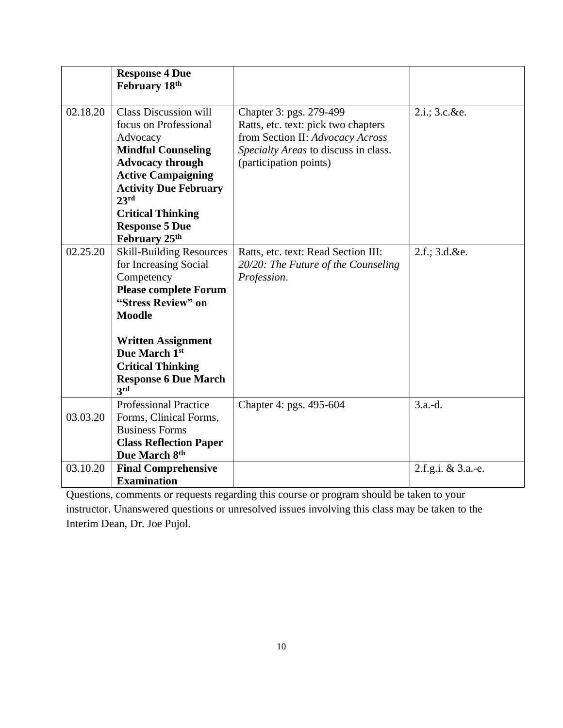| | | | |
|---|---|---|---|
| | **Response 4 Due February 18th** | | |
| 02.18.20 | Class Discussion will focus on Professional Advocacy **Mindful Counseling Advocacy through Active Campaigning Activity Due February 23rd** **Critical Thinking Response 5 Due February 25th** | Chapter 3: pgs. 279-499 Ratts, etc. text: pick two chapters from Section II: *Advocacy Across Specialty Areas* to discuss in class. (participation points) | 2.i.; 3.c.&e. |
| 02.25.20 | Skill-Building Resources for Increasing Social Competency **Please complete Forum "Stress Review" on Moodle** **Written Assignment Due March 1st** **Critical Thinking Response 6 Due March 3rd** | Ratts, etc. text: Read Section III: *20/20: The Future of the Counseling Profession*. | 2.f.; 3.d.&e. |
| 03.03.20 | Professional Practice Forms, Clinical Forms, Business Forms **Class Reflection Paper Due March 8th** | Chapter 4: pgs. 495-604 | 3.a.-d. |
| 03.10.20 | **Final Comprehensive Examination** | | 2.f.g.i. & 3.a.-e. |

Questions, comments or requests regarding this course or program should be taken to your instructor. Unanswered questions or unresolved issues involving this class may be taken to the Interim Dean, Dr. Joe Pujol.